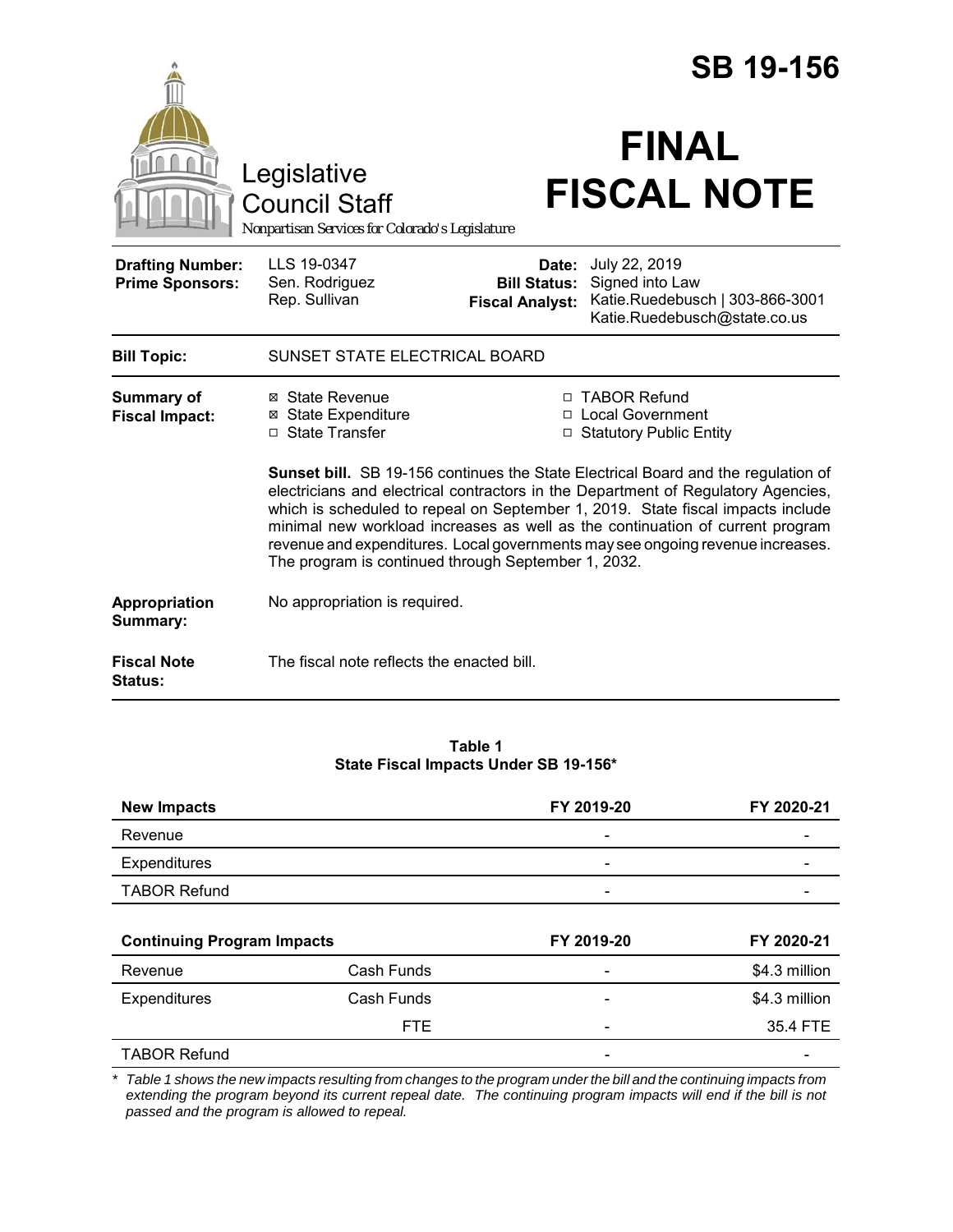# SB 19-156

Legislative Council Staff

*Nonpartisan Services for Colorado's Legislature*

# FINAL FISCAL NOTE

| | | | |
|---|---|---|---|
| **Drafting Number:** | LLS 19-0347 | **Date:** | July 22, 2019 |
| **Prime Sponsors:** | Sen. Rodriguez<br>Rep. Sullivan | **Bill Status:** | Signed into Law |
| | | **Fiscal Analyst:** | Katie.Ruedebusch \| 303-866-3001<br>Katie.Ruedebusch@state.co.us |

**Bill Topic:** SUNSET STATE ELECTRICAL BOARD

**Summary of Fiscal Impact:**

- ☒ State Revenue
- ☒ State Expenditure
- ☐ State Transfer
- ☐ TABOR Refund
- ☐ Local Government
- ☐ Statutory Public Entity

**Sunset bill.** SB 19-156 continues the State Electrical Board and the regulation of electricians and electrical contractors in the Department of Regulatory Agencies, which is scheduled to repeal on September 1, 2019. State fiscal impacts include minimal new workload increases as well as the continuation of current program revenue and expenditures. Local governments may see ongoing revenue increases. The program is continued through September 1, 2032.

**Appropriation Summary:** No appropriation is required.

**Fiscal Note Status:** The fiscal note reflects the enacted bill.

**Table 1**
**State Fiscal Impacts Under SB 19-156***

| **New Impacts** | | **FY 2019-20** | **FY 2020-21** |
|---|---|---|---|
| Revenue | | - | - |
| Expenditures | | - | - |
| TABOR Refund | | - | - |
| **Continuing Program Impacts** | | **FY 2019-20** | **FY 2020-21** |
| Revenue | Cash Funds | - | $4.3 million |
| Expenditures | Cash Funds | - | $4.3 million |
| | FTE | - | 35.4 FTE |
| TABOR Refund | | - | - |

*\* Table 1 shows the new impacts resulting from changes to the program under the bill and the continuing impacts from extending the program beyond its current repeal date. The continuing program impacts will end if the bill is not passed and the program is allowed to repeal.*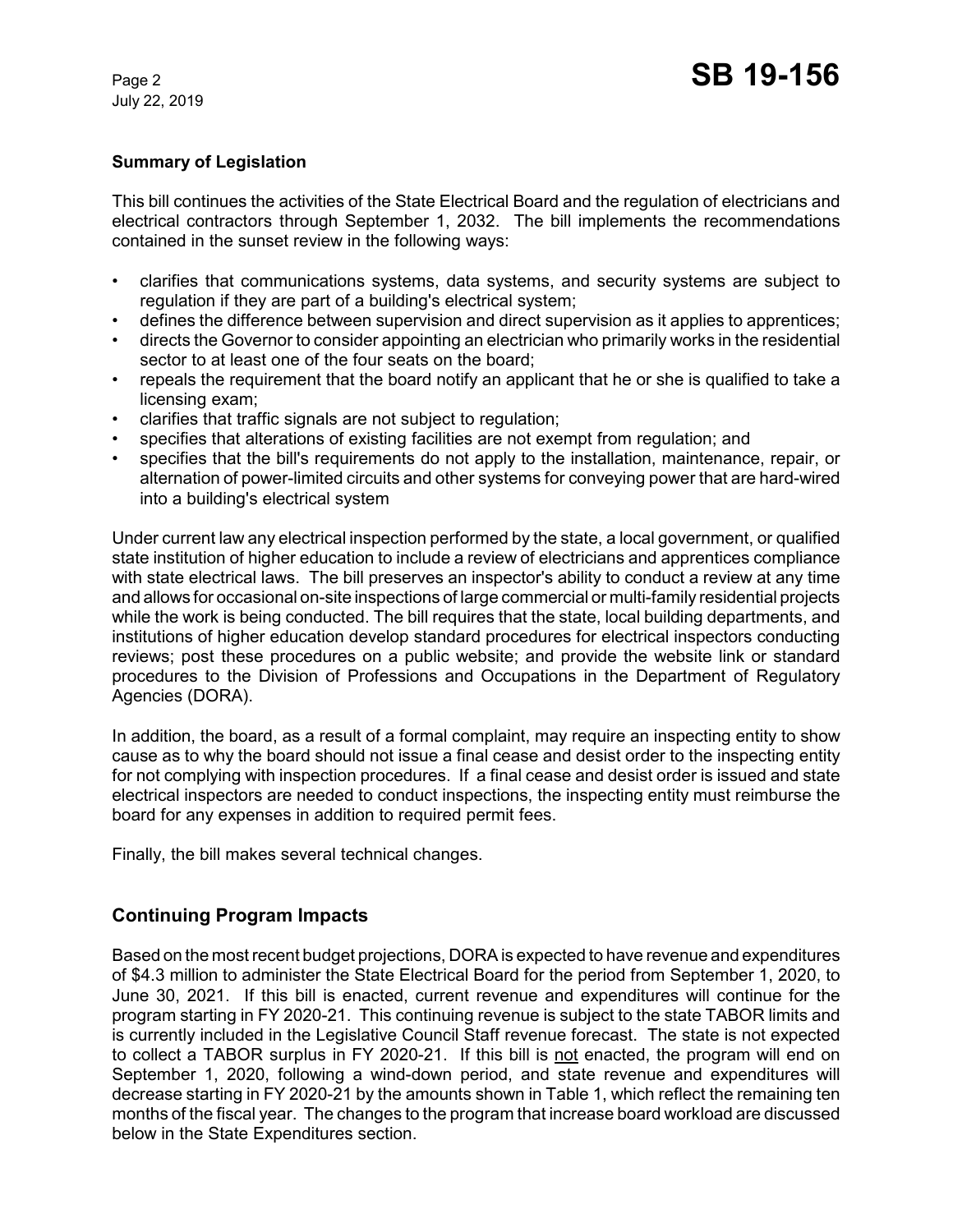## Summary of Legislation

This bill continues the activities of the State Electrical Board and the regulation of electricians and electrical contractors through September 1, 2032. The bill implements the recommendations contained in the sunset review in the following ways:

- clarifies that communications systems, data systems, and security systems are subject to regulation if they are part of a building's electrical system;
- defines the difference between supervision and direct supervision as it applies to apprentices;
- directs the Governor to consider appointing an electrician who primarily works in the residential sector to at least one of the four seats on the board;
- repeals the requirement that the board notify an applicant that he or she is qualified to take a licensing exam;
- clarifies that traffic signals are not subject to regulation;
- specifies that alterations of existing facilities are not exempt from regulation; and
- specifies that the bill's requirements do not apply to the installation, maintenance, repair, or alternation of power-limited circuits and other systems for conveying power that are hard-wired into a building's electrical system

Under current law any electrical inspection performed by the state, a local government, or qualified state institution of higher education to include a review of electricians and apprentices compliance with state electrical laws. The bill preserves an inspector's ability to conduct a review at any time and allows for occasional on-site inspections of large commercial or multi-family residential projects while the work is being conducted. The bill requires that the state, local building departments, and institutions of higher education develop standard procedures for electrical inspectors conducting reviews; post these procedures on a public website; and provide the website link or standard procedures to the Division of Professions and Occupations in the Department of Regulatory Agencies (DORA).

In addition, the board, as a result of a formal complaint, may require an inspecting entity to show cause as to why the board should not issue a final cease and desist order to the inspecting entity for not complying with inspection procedures. If a final cease and desist order is issued and state electrical inspectors are needed to conduct inspections, the inspecting entity must reimburse the board for any expenses in addition to required permit fees.

Finally, the bill makes several technical changes.

## Continuing Program Impacts

Based on the most recent budget projections, DORA is expected to have revenue and expenditures of $4.3 million to administer the State Electrical Board for the period from September 1, 2020, to June 30, 2021. If this bill is enacted, current revenue and expenditures will continue for the program starting in FY 2020-21. This continuing revenue is subject to the state TABOR limits and is currently included in the Legislative Council Staff revenue forecast. The state is not expected to collect a TABOR surplus in FY 2020-21. If this bill is not enacted, the program will end on September 1, 2020, following a wind-down period, and state revenue and expenditures will decrease starting in FY 2020-21 by the amounts shown in Table 1, which reflect the remaining ten months of the fiscal year. The changes to the program that increase board workload are discussed below in the State Expenditures section.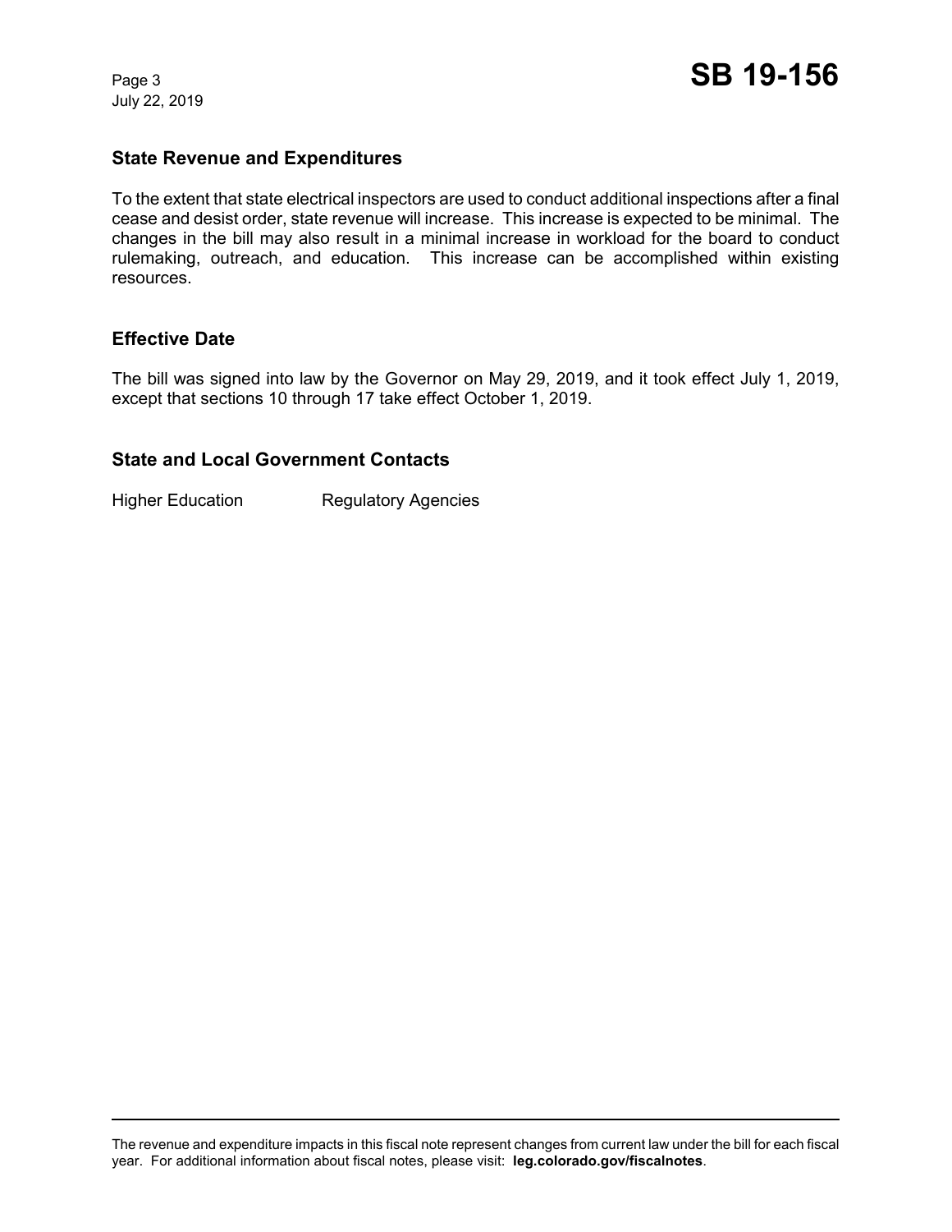## State Revenue and Expenditures

To the extent that state electrical inspectors are used to conduct additional inspections after a final cease and desist order, state revenue will increase. This increase is expected to be minimal. The changes in the bill may also result in a minimal increase in workload for the board to conduct rulemaking, outreach, and education. This increase can be accomplished within existing resources.

## Effective Date

The bill was signed into law by the Governor on May 29, 2019, and it took effect July 1, 2019, except that sections 10 through 17 take effect October 1, 2019.

## State and Local Government Contacts

Higher Education Regulatory Agencies

The revenue and expenditure impacts in this fiscal note represent changes from current law under the bill for each fiscal year. For additional information about fiscal notes, please visit: **leg.colorado.gov/fiscalnotes**.